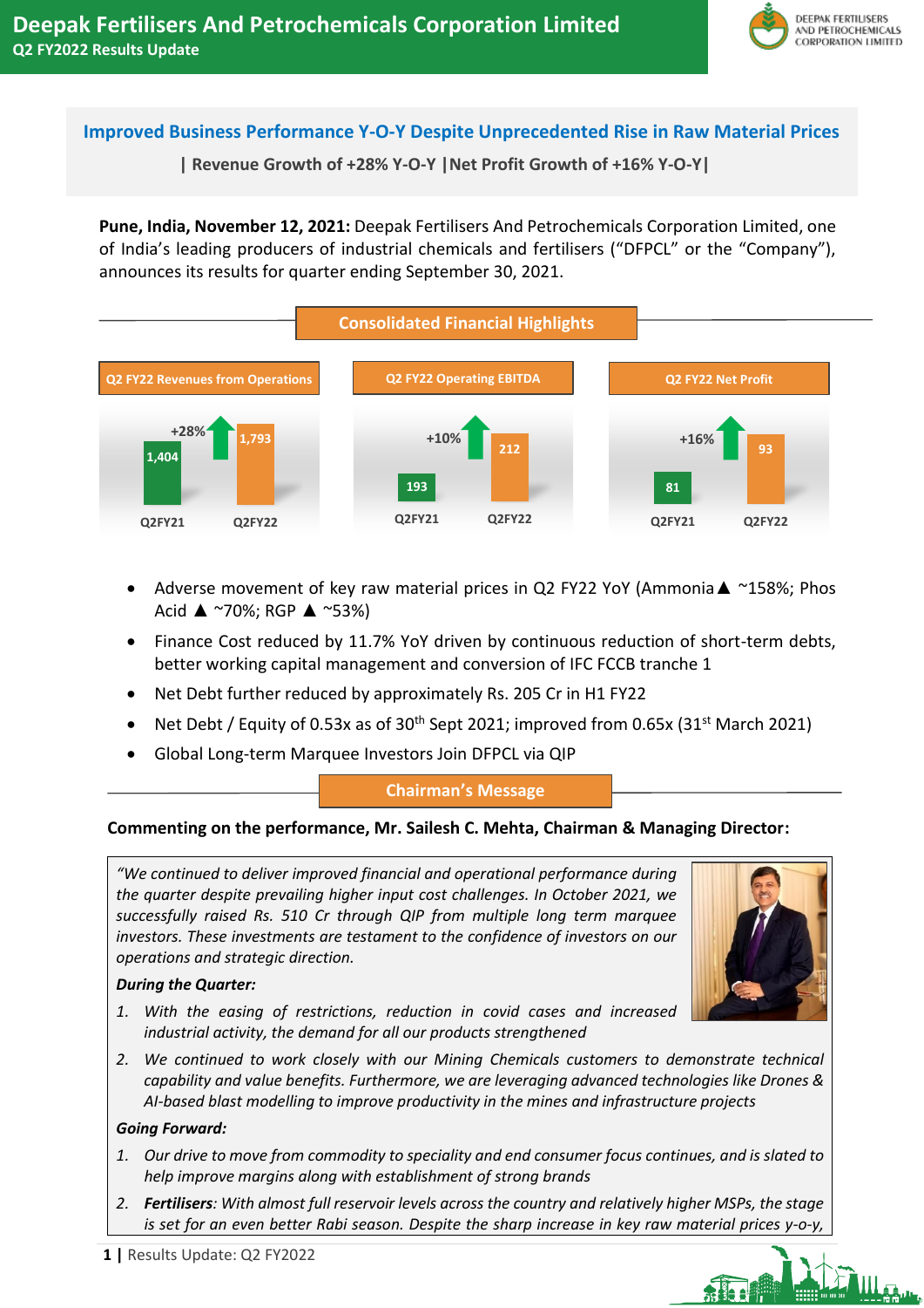# Deepak Fertilisers And Petrochemicals Corporation Limited
## Q2 FY2022 Results Update

### Improved Business Performance Y-O-Y Despite Unprecedented Rise in Raw Material Prices

**| Revenue Growth of +28% Y-O-Y | Net Profit Growth of +16% Y-O-Y |**

**Pune, India, November 12, 2021:** Deepak Fertilisers And Petrochemicals Corporation Limited, one of India's leading producers of industrial chemicals and fertilisers ("DFPCL" or the "Company"), announces its results for quarter ending September 30, 2021.

### Consolidated Financial Highlights

| | Q2FY21 | Q2FY22 | Growth |
|---|---|---|---|
| Q2 FY22 Revenues from Operations | 1,404 | 1,793 | +28% |
| Q2 FY22 Operating EBITDA | 193 | 212 | +10% |
| Q2 FY22 Net Profit | 81 | 93 | +16% |

- Adverse movement of key raw material prices in Q2 FY22 YoY (Ammonia ▲ ~158%; Phos Acid ▲ ~70%; RGP ▲ ~53%)
- Finance Cost reduced by 11.7% YoY driven by continuous reduction of short-term debts, better working capital management and conversion of IFC FCCB tranche 1
- Net Debt further reduced by approximately Rs. 205 Cr in H1 FY22
- Net Debt / Equity of 0.53x as of 30th Sept 2021; improved from 0.65x (31st March 2021)
- Global Long-term Marquee Investors Join DFPCL via QIP

### Chairman's Message

**Commenting on the performance, Mr. Sailesh C. Mehta, Chairman & Managing Director:**

*"We continued to deliver improved financial and operational performance during the quarter despite prevailing higher input cost challenges. In October 2021, we successfully raised Rs. 510 Cr through QIP from multiple long term marquee investors. These investments are testament to the confidence of investors on our operations and strategic direction.*

***During the Quarter:***

1. *With the easing of restrictions, reduction in covid cases and increased industrial activity, the demand for all our products strengthened*
2. *We continued to work closely with our Mining Chemicals customers to demonstrate technical capability and value benefits. Furthermore, we are leveraging advanced technologies like Drones & AI-based blast modelling to improve productivity in the mines and infrastructure projects*

***Going Forward:***

1. *Our drive to move from commodity to speciality and end consumer focus continues, and is slated to help improve margins along with establishment of strong brands*
2. ***Fertilisers**: With almost full reservoir levels across the country and relatively higher MSPs, the stage is set for an even better Rabi season. Despite the sharp increase in key raw material prices y-o-y,*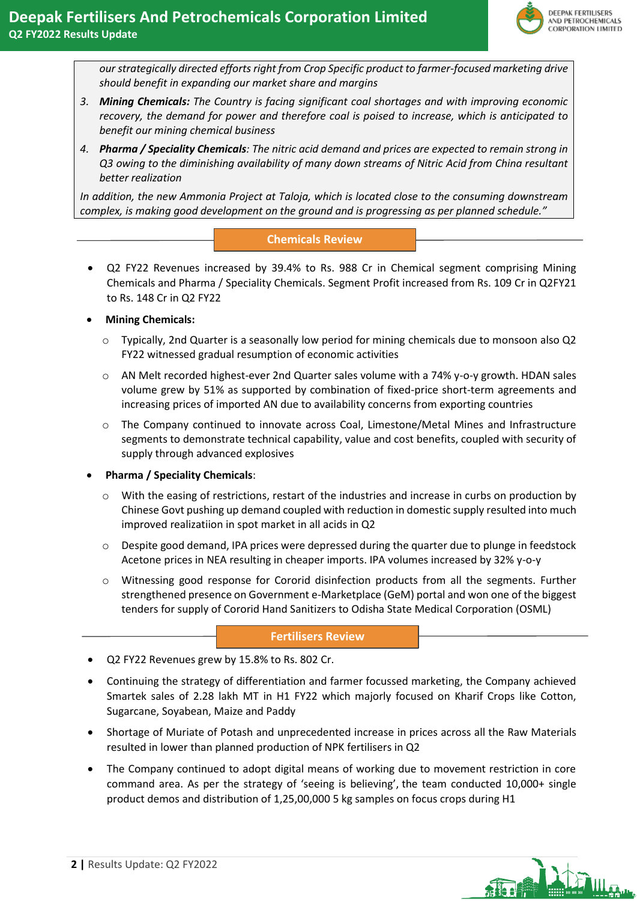*our strategically directed efforts right from Crop Specific product to farmer-focused marketing drive should benefit in expanding our market share and margins*

3. ***Mining Chemicals:*** *The Country is facing significant coal shortages and with improving economic recovery, the demand for power and therefore coal is poised to increase, which is anticipated to benefit our mining chemical business*
4. ***Pharma / Speciality Chemicals****: The nitric acid demand and prices are expected to remain strong in Q3 owing to the diminishing availability of many down streams of Nitric Acid from China resultant better realization*

*In addition, the new Ammonia Project at Taloja, which is located close to the consuming downstream complex, is making good development on the ground and is progressing as per planned schedule."*

## Chemicals Review

- Q2 FY22 Revenues increased by 39.4% to Rs. 988 Cr in Chemical segment comprising Mining Chemicals and Pharma / Speciality Chemicals. Segment Profit increased from Rs. 109 Cr in Q2FY21 to Rs. 148 Cr in Q2 FY22
- **Mining Chemicals:**
  - Typically, 2nd Quarter is a seasonally low period for mining chemicals due to monsoon also Q2 FY22 witnessed gradual resumption of economic activities
  - AN Melt recorded highest-ever 2nd Quarter sales volume with a 74% y-o-y growth. HDAN sales volume grew by 51% as supported by combination of fixed-price short-term agreements and increasing prices of imported AN due to availability concerns from exporting countries
  - The Company continued to innovate across Coal, Limestone/Metal Mines and Infrastructure segments to demonstrate technical capability, value and cost benefits, coupled with security of supply through advanced explosives
- **Pharma / Speciality Chemicals**:
  - With the easing of restrictions, restart of the industries and increase in curbs on production by Chinese Govt pushing up demand coupled with reduction in domestic supply resulted into much improved realizatiion in spot market in all acids in Q2
  - Despite good demand, IPA prices were depressed during the quarter due to plunge in feedstock Acetone prices in NEA resulting in cheaper imports. IPA volumes increased by 32% y-o-y
  - Witnessing good response for Cororid disinfection products from all the segments. Further strengthened presence on Government e-Marketplace (GeM) portal and won one of the biggest tenders for supply of Cororid Hand Sanitizers to Odisha State Medical Corporation (OSML)

## Fertilisers Review

- Q2 FY22 Revenues grew by 15.8% to Rs. 802 Cr.
- Continuing the strategy of differentiation and farmer focussed marketing, the Company achieved Smartek sales of 2.28 lakh MT in H1 FY22 which majorly focused on Kharif Crops like Cotton, Sugarcane, Soyabean, Maize and Paddy
- Shortage of Muriate of Potash and unprecedented increase in prices across all the Raw Materials resulted in lower than planned production of NPK fertilisers in Q2
- The Company continued to adopt digital means of working due to movement restriction in core command area. As per the strategy of 'seeing is believing', the team conducted 10,000+ single product demos and distribution of 1,25,00,000 5 kg samples on focus crops during H1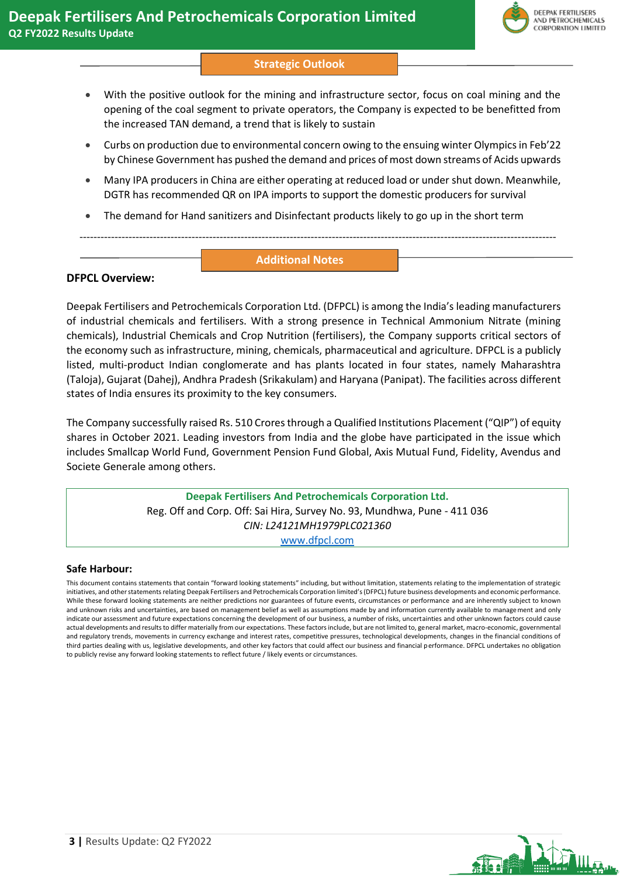## Strategic Outlook

- With the positive outlook for the mining and infrastructure sector, focus on coal mining and the opening of the coal segment to private operators, the Company is expected to be benefitted from the increased TAN demand, a trend that is likely to sustain
- Curbs on production due to environmental concern owing to the ensuing winter Olympics in Feb'22 by Chinese Government has pushed the demand and prices of most down streams of Acids upwards
- Many IPA producers in China are either operating at reduced load or under shut down. Meanwhile, DGTR has recommended QR on IPA imports to support the domestic producers for survival
- The demand for Hand sanitizers and Disinfectant products likely to go up in the short term

---

## Additional Notes

**DFPCL Overview:**

Deepak Fertilisers and Petrochemicals Corporation Ltd. (DFPCL) is among the India's leading manufacturers of industrial chemicals and fertilisers. With a strong presence in Technical Ammonium Nitrate (mining chemicals), Industrial Chemicals and Crop Nutrition (fertilisers), the Company supports critical sectors of the economy such as infrastructure, mining, chemicals, pharmaceutical and agriculture. DFPCL is a publicly listed, multi-product Indian conglomerate and has plants located in four states, namely Maharashtra (Taloja), Gujarat (Dahej), Andhra Pradesh (Srikakulam) and Haryana (Panipat). The facilities across different states of India ensures its proximity to the key consumers.

The Company successfully raised Rs. 510 Crores through a Qualified Institutions Placement ("QIP") of equity shares in October 2021. Leading investors from India and the globe have participated in the issue which includes Smallcap World Fund, Government Pension Fund Global, Axis Mutual Fund, Fidelity, Avendus and Societe Generale among others.

**Deepak Fertilisers And Petrochemicals Corporation Ltd.**
Reg. Off and Corp. Off: Sai Hira, Survey No. 93, Mundhwa, Pune - 411 036
*CIN: L24121MH1979PLC021360*
www.dfpcl.com

**Safe Harbour:**

This document contains statements that contain "forward looking statements" including, but without limitation, statements relating to the implementation of strategic initiatives, and other statements relating Deepak Fertilisers and Petrochemicals Corporation limited's (DFPCL) future business developments and economic performance. While these forward looking statements are neither predictions nor guarantees of future events, circumstances or performance and are inherently subject to known and unknown risks and uncertainties, are based on management belief as well as assumptions made by and information currently available to management and only indicate our assessment and future expectations concerning the development of our business, a number of risks, uncertainties and other unknown factors could cause actual developments and results to differ materially from our expectations. These factors include, but are not limited to, general market, macro-economic, governmental and regulatory trends, movements in currency exchange and interest rates, competitive pressures, technological developments, changes in the financial conditions of third parties dealing with us, legislative developments, and other key factors that could affect our business and financial performance. DFPCL undertakes no obligation to publicly revise any forward looking statements to reflect future / likely events or circumstances.